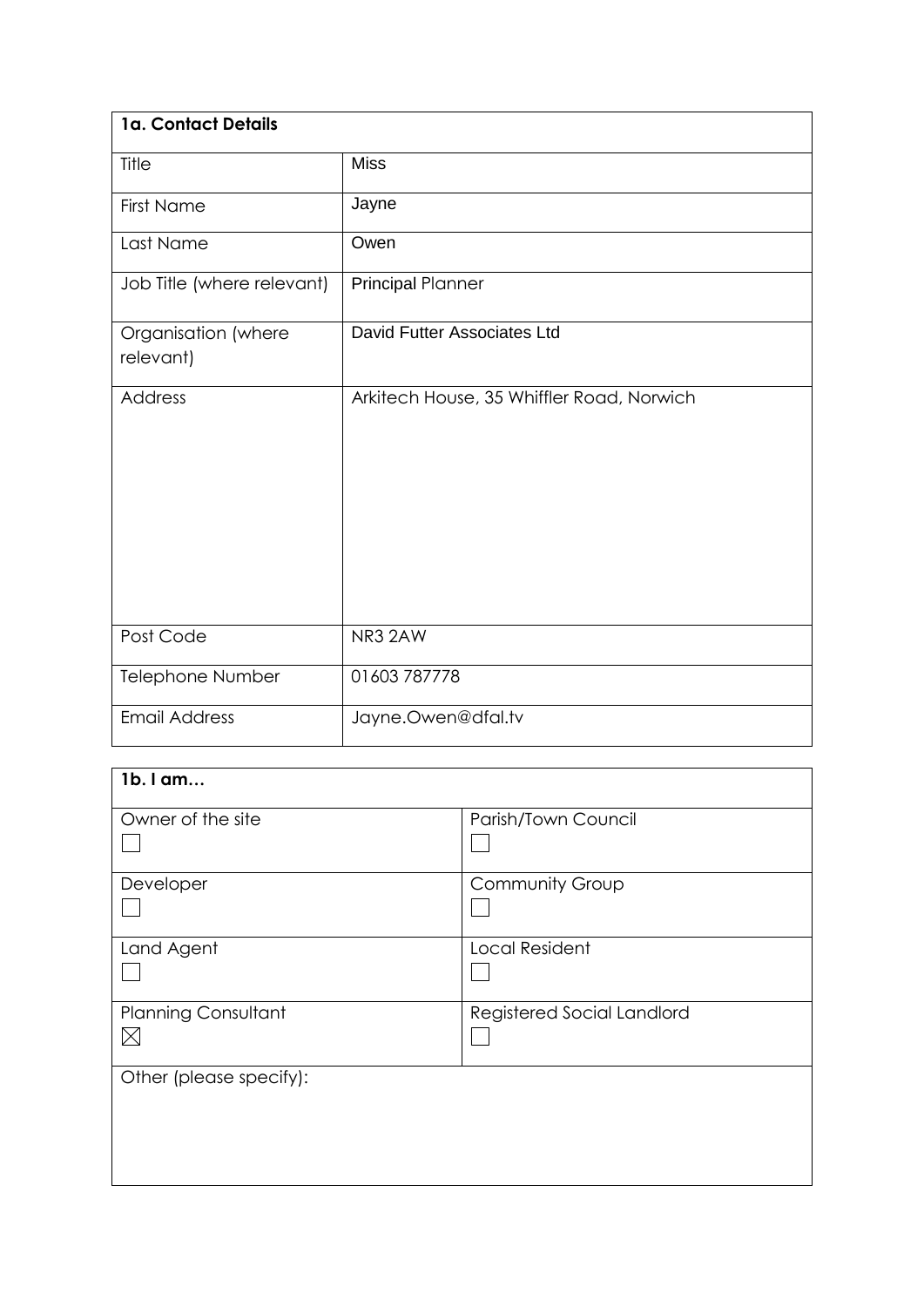| **1a. Contact Details** | |
|---|---|
| Title | Miss |
| First Name | Jayne |
| Last Name | Owen |
| Job Title (where relevant) | Principal Planner |
| Organisation (where relevant) | David Futter Associates Ltd |
| Address | Arkitech House, 35 Whiffler Road, Norwich |
| Post Code | NR3 2AW |
| Telephone Number | 01603 787778 |
| Email Address | Jayne.Owen@dfal.tv |

| **1b. I am…** | |
|---|---|
| Owner of the site<br>☐ | Parish/Town Council<br>☐ |
| Developer<br>☐ | Community Group<br>☐ |
| Land Agent<br>☐ | Local Resident<br>☐ |
| Planning Consultant<br>☒ | Registered Social Landlord<br>☐ |
| Other (please specify): | |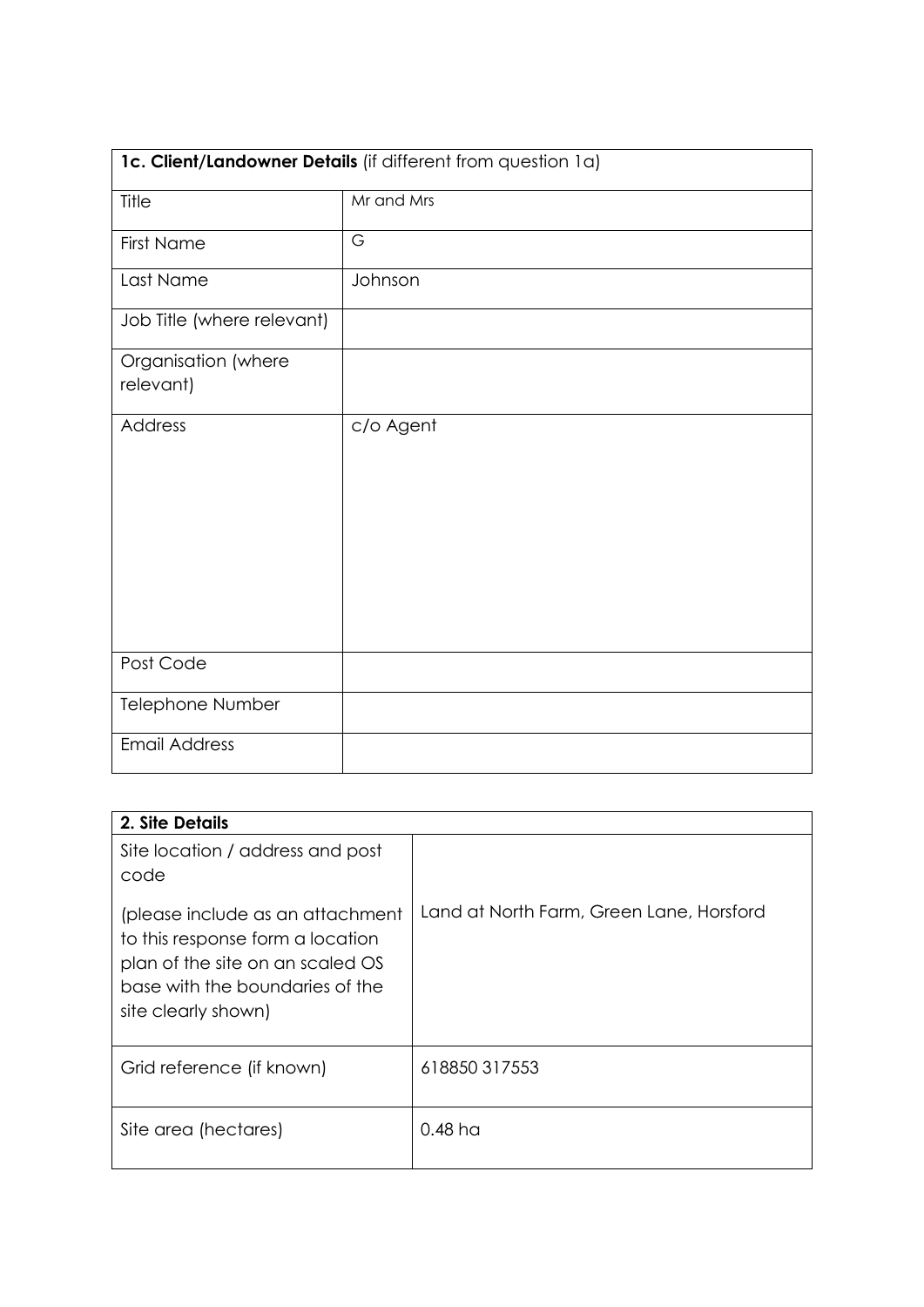| **1c. Client/Landowner Details** (if different from question 1a) | |
|---|---|
| Title | Mr and Mrs |
| First Name | G |
| Last Name | Johnson |
| Job Title (where relevant) | |
| Organisation (where relevant) | |
| Address | c/o Agent |
| Post Code | |
| Telephone Number | |
| Email Address | |

| **2. Site Details** | |
|---|---|
| Site location / address and post code<br><br>(please include as an attachment to this response form a location plan of the site on an scaled OS base with the boundaries of the site clearly shown) | Land at North Farm, Green Lane, Horsford |
| Grid reference (if known) | 618850 317553 |
| Site area (hectares) | 0.48 ha |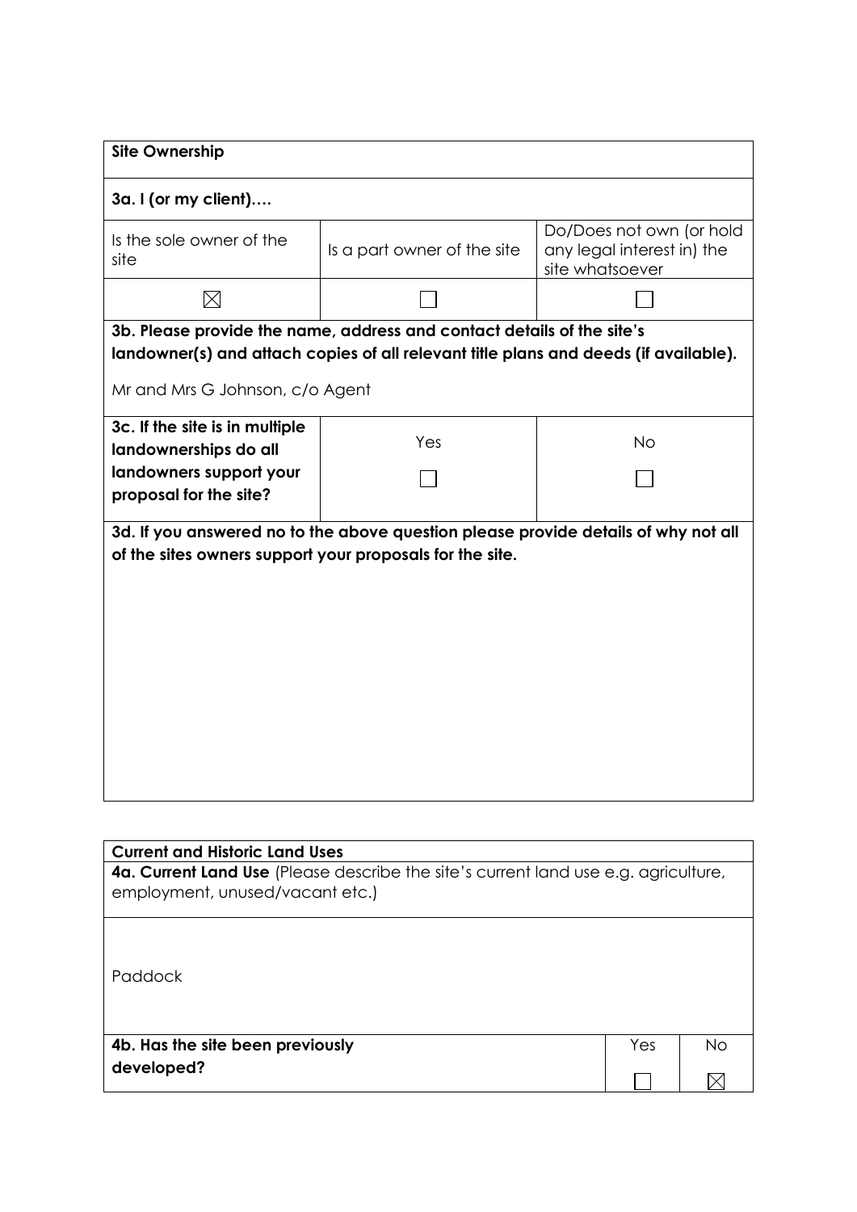| **Site Ownership** | | |
|---|---|---|
| **3a. I (or my client)….** | | |
| Is the sole owner of the site | Is a part owner of the site | Do/Does not own (or hold any legal interest in) the site whatsoever |
| ☒ | ☐ | ☐ |
| **3b. Please provide the name, address and contact details of the site's landowner(s) and attach copies of all relevant title plans and deeds (if available).**<br><br>Mr and Mrs G Johnson, c/o Agent | | |
| **3c. If the site is in multiple landownerships do all landowners support your proposal for the site?** | Yes<br>☐ | No<br>☐ |
| **3d. If you answered no to the above question please provide details of why not all of the sites owners support your proposals for the site.** | | |

| **Current and Historic Land Uses** | | |
|---|---|---|
| **4a. Current Land Use** (Please describe the site's current land use e.g. agriculture, employment, unused/vacant etc.) | | |
| Paddock | | |
| **4b. Has the site been previously developed?** | Yes<br>☐ | No<br>☒ |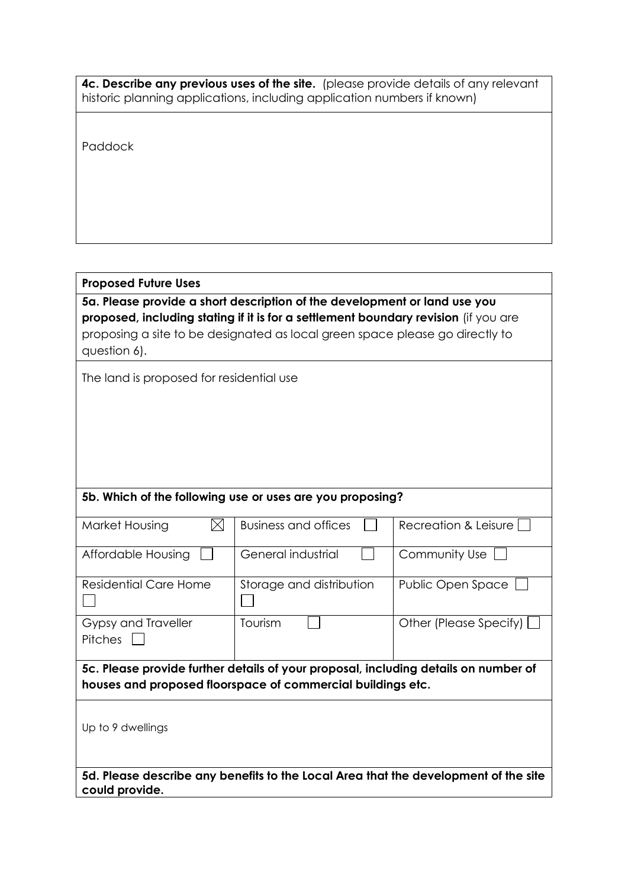**4c. Describe any previous uses of the site.** (please provide details of any relevant historic planning applications, including application numbers if known)

Paddock

**Proposed Future Uses**

**5a. Please provide a short description of the development or land use you proposed, including stating if it is for a settlement boundary revision** (if you are proposing a site to be designated as local green space please go directly to question 6).

The land is proposed for residential use

**5b. Which of the following use or uses are you proposing?**

| | | |
|---|---|---|
| Market Housing ☒ | Business and offices ☐ | Recreation & Leisure ☐ |
| Affordable Housing ☐ | General industrial ☐ | Community Use ☐ |
| Residential Care Home ☐ | Storage and distribution ☐ | Public Open Space ☐ |
| Gypsy and Traveller Pitches ☐ | Tourism ☐ | Other (Please Specify) ☐ |

**5c. Please provide further details of your proposal, including details on number of houses and proposed floorspace of commercial buildings etc.**

Up to 9 dwellings

**5d. Please describe any benefits to the Local Area that the development of the site could provide.**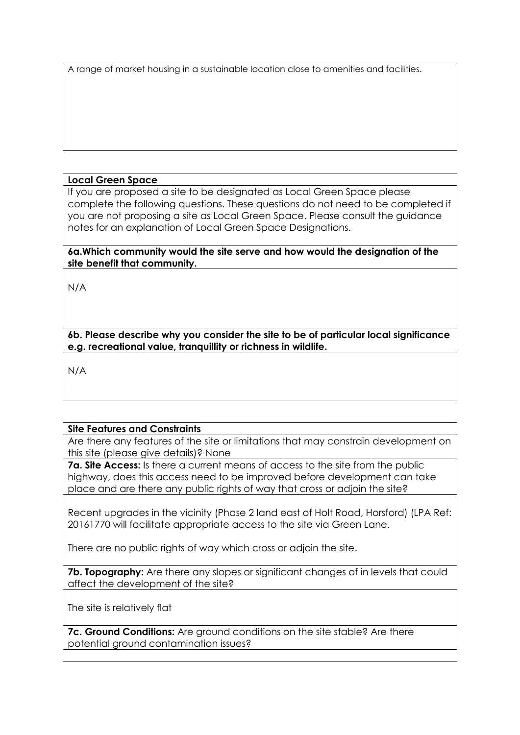A range of market housing in a sustainable location close to amenities and facilities.

**Local Green Space**

If you are proposed a site to be designated as Local Green Space please complete the following questions. These questions do not need to be completed if you are not proposing a site as Local Green Space. Please consult the guidance notes for an explanation of Local Green Space Designations.

**6a.Which community would the site serve and how would the designation of the site benefit that community.**

N/A

**6b. Please describe why you consider the site to be of particular local significance e.g. recreational value, tranquillity or richness in wildlife.**

N/A

**Site Features and Constraints**

Are there any features of the site or limitations that may constrain development on this site (please give details)? None

**7a. Site Access:** Is there a current means of access to the site from the public highway, does this access need to be improved before development can take place and are there any public rights of way that cross or adjoin the site?

Recent upgrades in the vicinity (Phase 2 land east of Holt Road, Horsford) (LPA Ref: 20161770 will facilitate appropriate access to the site via Green Lane.

There are no public rights of way which cross or adjoin the site.

**7b. Topography:** Are there any slopes or significant changes of in levels that could affect the development of the site?

The site is relatively flat

**7c. Ground Conditions:** Are ground conditions on the site stable? Are there potential ground contamination issues?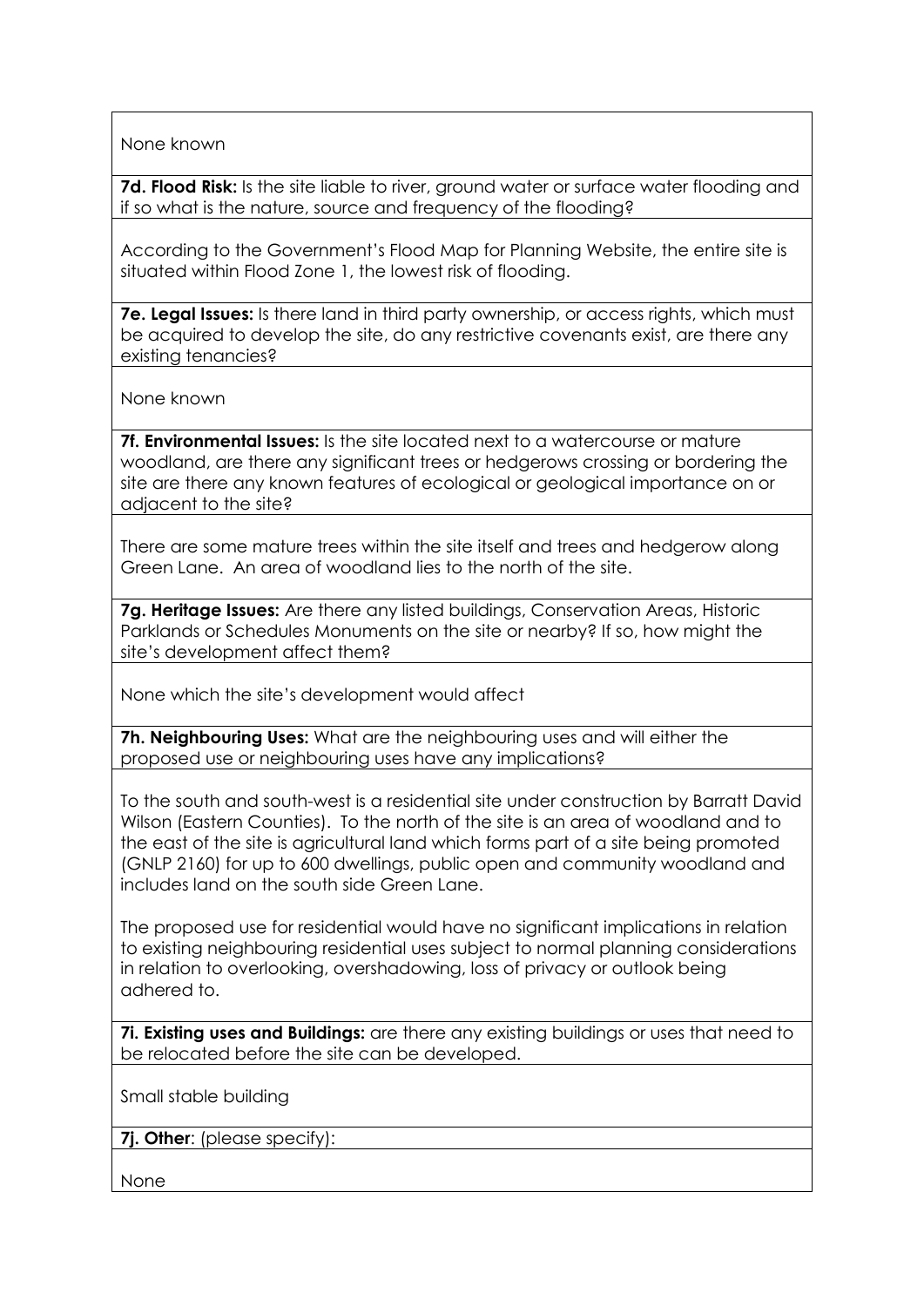None known

**7d. Flood Risk:** Is the site liable to river, ground water or surface water flooding and if so what is the nature, source and frequency of the flooding?

According to the Government's Flood Map for Planning Website, the entire site is situated within Flood Zone 1, the lowest risk of flooding.

**7e. Legal Issues:** Is there land in third party ownership, or access rights, which must be acquired to develop the site, do any restrictive covenants exist, are there any existing tenancies?

None known

**7f. Environmental Issues:** Is the site located next to a watercourse or mature woodland, are there any significant trees or hedgerows crossing or bordering the site are there any known features of ecological or geological importance on or adjacent to the site?

There are some mature trees within the site itself and trees and hedgerow along Green Lane. An area of woodland lies to the north of the site.

**7g. Heritage Issues:** Are there any listed buildings, Conservation Areas, Historic Parklands or Schedules Monuments on the site or nearby? If so, how might the site's development affect them?

None which the site's development would affect

**7h. Neighbouring Uses:** What are the neighbouring uses and will either the proposed use or neighbouring uses have any implications?

To the south and south-west is a residential site under construction by Barratt David Wilson (Eastern Counties). To the north of the site is an area of woodland and to the east of the site is agricultural land which forms part of a site being promoted (GNLP 2160) for up to 600 dwellings, public open and community woodland and includes land on the south side Green Lane.

The proposed use for residential would have no significant implications in relation to existing neighbouring residential uses subject to normal planning considerations in relation to overlooking, overshadowing, loss of privacy or outlook being adhered to.

**7i. Existing uses and Buildings:** are there any existing buildings or uses that need to be relocated before the site can be developed.

Small stable building

**7j. Other**: (please specify):

None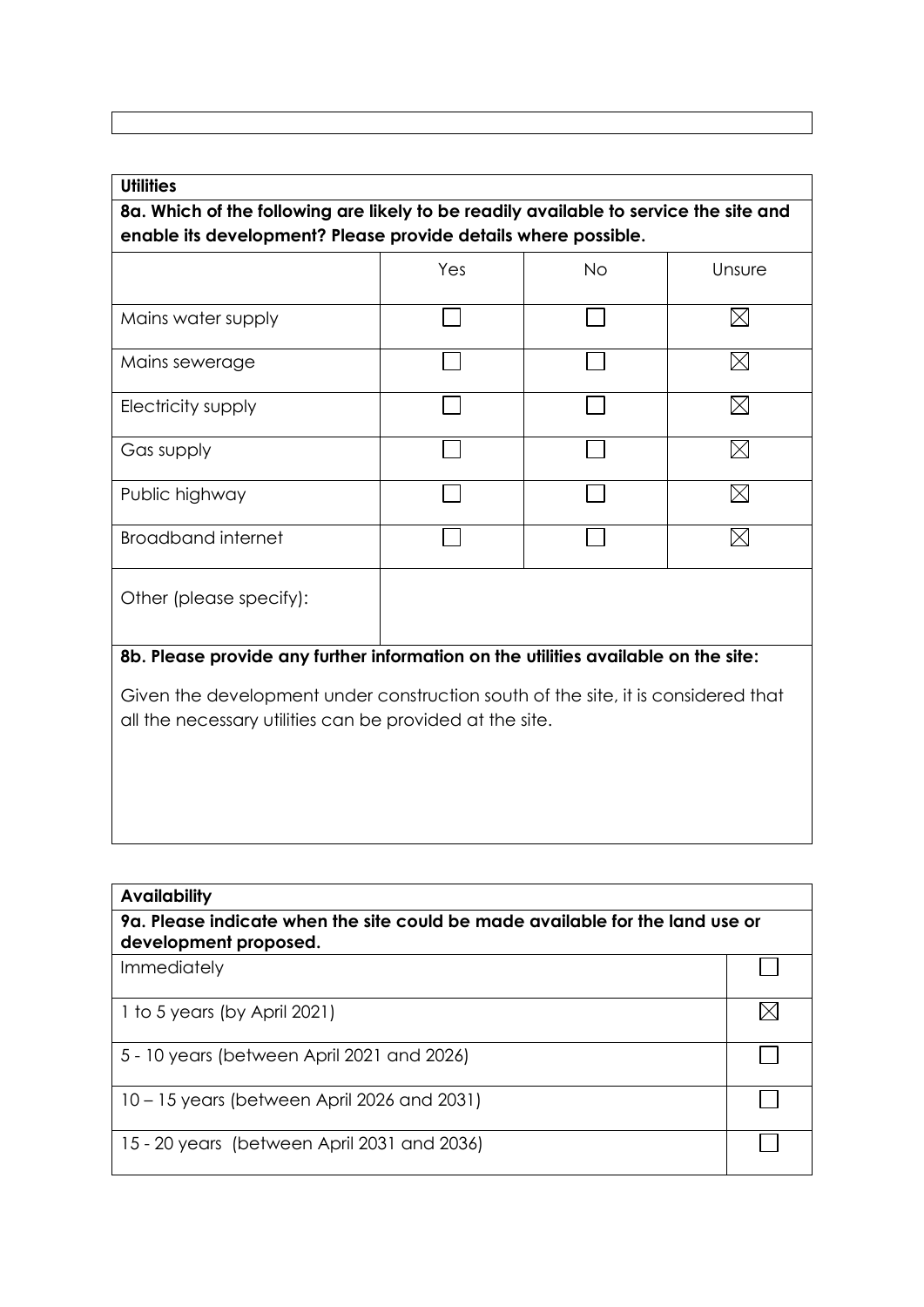**Utilities**

**8a. Which of the following are likely to be readily available to service the site and enable its development? Please provide details where possible.**

| | Yes | No | Unsure |
|---|---|---|---|
| Mains water supply | ☐ | ☐ | ☒ |
| Mains sewerage | ☐ | ☐ | ☒ |
| Electricity supply | ☐ | ☐ | ☒ |
| Gas supply | ☐ | ☐ | ☒ |
| Public highway | ☐ | ☐ | ☒ |
| Broadband internet | ☐ | ☐ | ☒ |
| Other (please specify): | | | |

**8b. Please provide any further information on the utilities available on the site:**

Given the development under construction south of the site, it is considered that all the necessary utilities can be provided at the site.

**Availability**

**9a. Please indicate when the site could be made available for the land use or development proposed.**

| | |
|---|---|
| Immediately | ☐ |
| 1 to 5 years (by April 2021) | ☒ |
| 5 - 10 years (between April 2021 and 2026) | ☐ |
| 10 – 15 years (between April 2026 and 2031) | ☐ |
| 15 - 20 years (between April 2031 and 2036) | ☐ |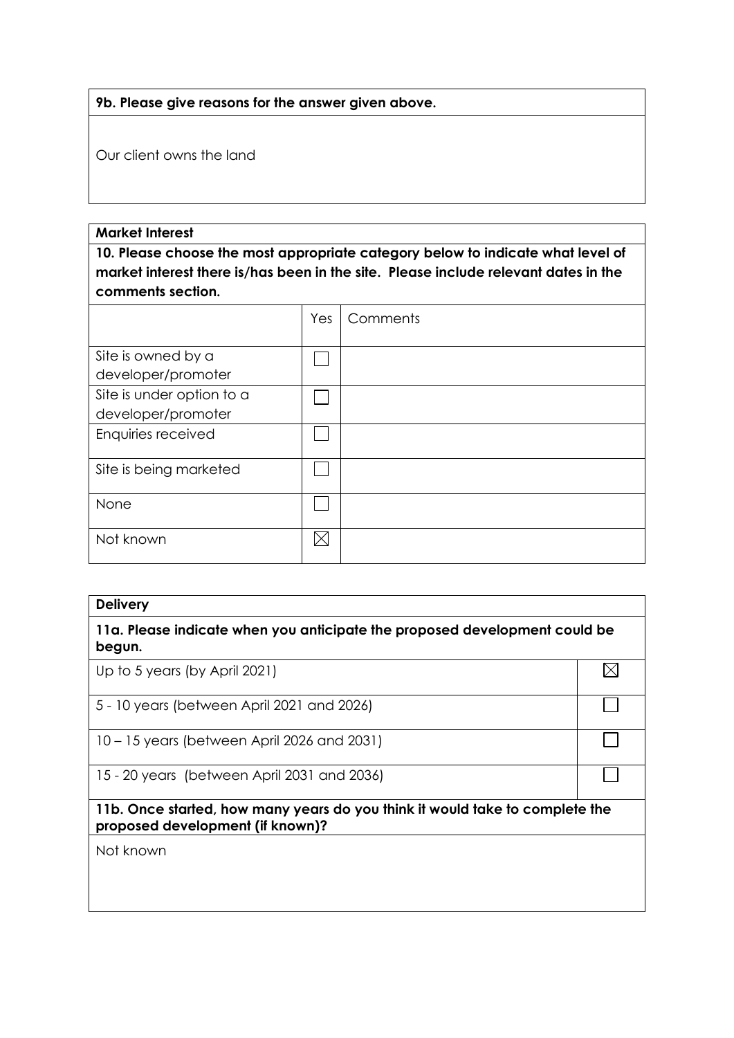| **9b. Please give reasons for the answer given above.** |
| --- |
| Our client owns the land |

| **Market Interest** | | |
| --- | --- | --- |
| **10. Please choose the most appropriate category below to indicate what level of market interest there is/has been in the site. Please include relevant dates in the comments section.** | | |
| | Yes | Comments |
| Site is owned by a developer/promoter | ☐ | |
| Site is under option to a developer/promoter | ☐ | |
| Enquiries received | ☐ | |
| Site is being marketed | ☐ | |
| None | ☐ | |
| Not known | ☒ | |

| **Delivery** | |
| --- | --- |
| **11a. Please indicate when you anticipate the proposed development could be begun.** | |
| Up to 5 years (by April 2021) | ☒ |
| 5 - 10 years (between April 2021 and 2026) | ☐ |
| 10 – 15 years (between April 2026 and 2031) | ☐ |
| 15 - 20 years (between April 2031 and 2036) | ☐ |
| **11b. Once started, how many years do you think it would take to complete the proposed development (if known)?** | |
| Not known | |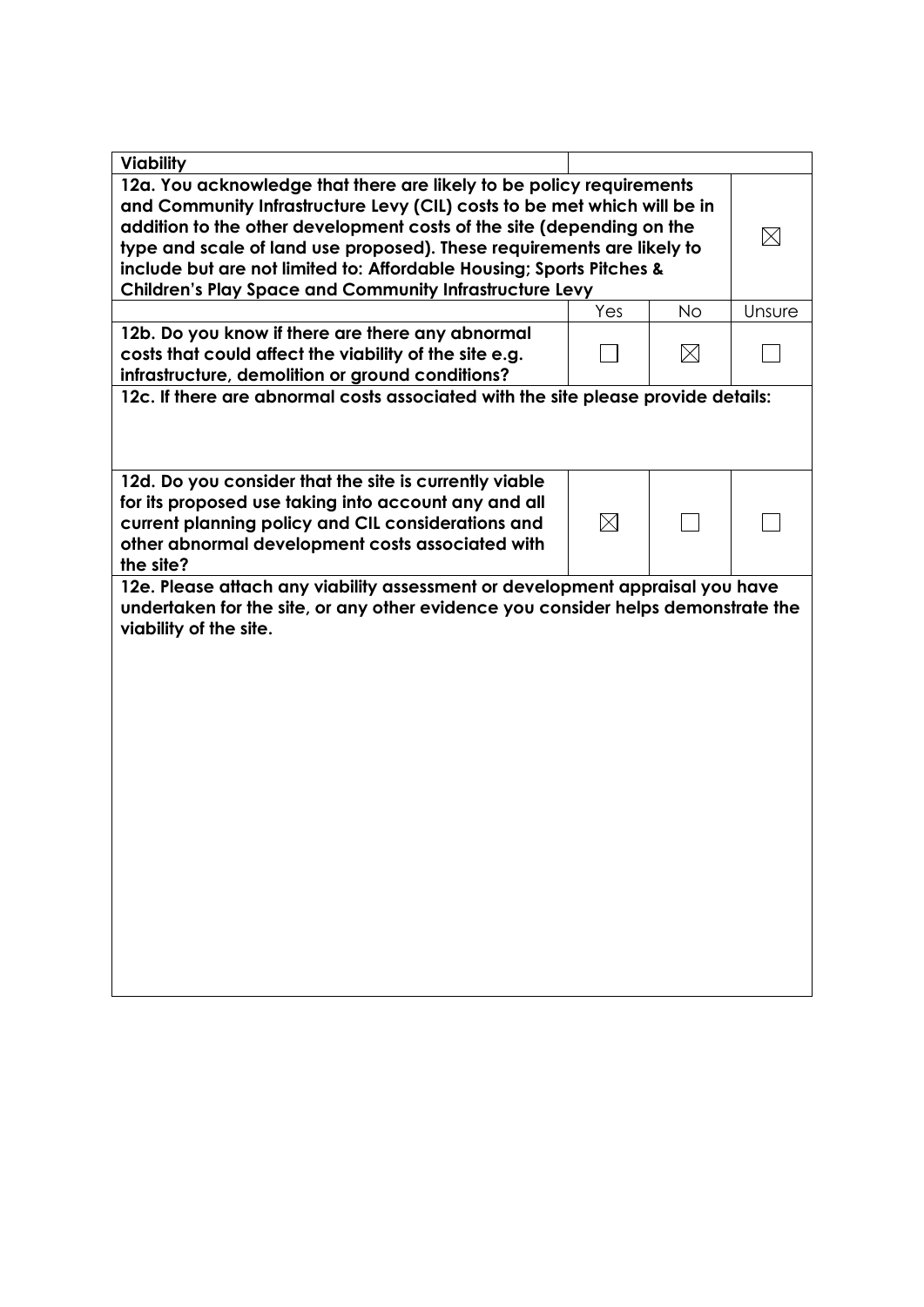| **Viability** | | | |
|---|---|---|---|
| **12a. You acknowledge that there are likely to be policy requirements and Community Infrastructure Levy (CIL) costs to be met which will be in addition to the other development costs of the site (depending on the type and scale of land use proposed). These requirements are likely to include but are not limited to: Affordable Housing; Sports Pitches & Children's Play Space and Community Infrastructure Levy** | | | ☒ |
| | Yes | No | Unsure |
| **12b. Do you know if there are there any abnormal costs that could affect the viability of the site e.g. infrastructure, demolition or ground conditions?** | ☐ | ☒ | ☐ |
| **12c. If there are abnormal costs associated with the site please provide details:** | | | |
| **12d. Do you consider that the site is currently viable for its proposed use taking into account any and all current planning policy and CIL considerations and other abnormal development costs associated with the site?** | ☒ | ☐ | ☐ |
| **12e. Please attach any viability assessment or development appraisal you have undertaken for the site, or any other evidence you consider helps demonstrate the viability of the site.** | | | |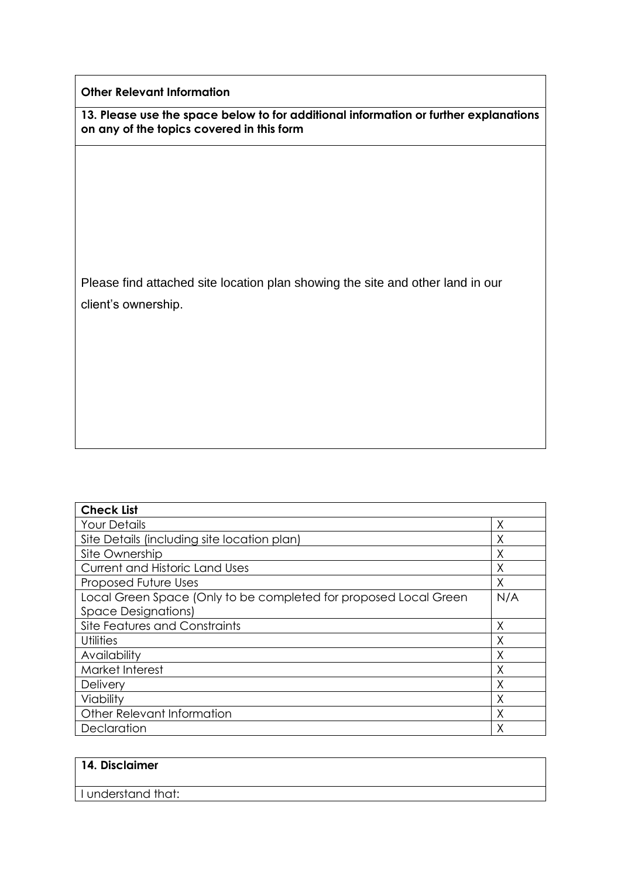**Other Relevant Information**

**13. Please use the space below to for additional information or further explanations on any of the topics covered in this form**

Please find attached site location plan showing the site and other land in our client's ownership.

| **Check List** | |
|---|---|
| Your Details | X |
| Site Details (including site location plan) | X |
| Site Ownership | X |
| Current and Historic Land Uses | X |
| Proposed Future Uses | X |
| Local Green Space (Only to be completed for proposed Local Green Space Designations) | N/A |
| Site Features and Constraints | X |
| Utilities | X |
| Availability | X |
| Market Interest | X |
| Delivery | X |
| Viability | X |
| Other Relevant Information | X |
| Declaration | X |

**14. Disclaimer**

I understand that: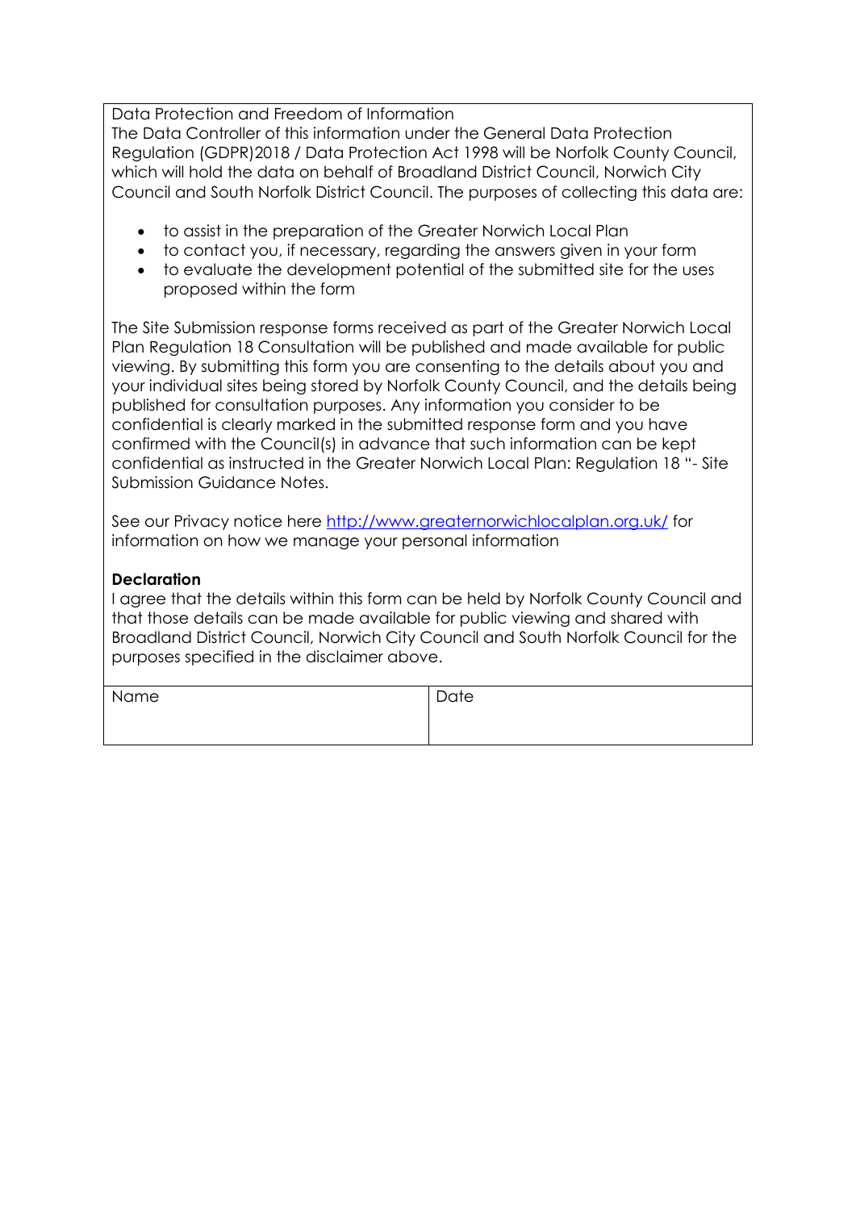Data Protection and Freedom of Information

The Data Controller of this information under the General Data Protection Regulation (GDPR)2018 / Data Protection Act 1998 will be Norfolk County Council, which will hold the data on behalf of Broadland District Council, Norwich City Council and South Norfolk District Council. The purposes of collecting this data are:

- to assist in the preparation of the Greater Norwich Local Plan
- to contact you, if necessary, regarding the answers given in your form
- to evaluate the development potential of the submitted site for the uses proposed within the form

The Site Submission response forms received as part of the Greater Norwich Local Plan Regulation 18 Consultation will be published and made available for public viewing. By submitting this form you are consenting to the details about you and your individual sites being stored by Norfolk County Council, and the details being published for consultation purposes. Any information you consider to be confidential is clearly marked in the submitted response form and you have confirmed with the Council(s) in advance that such information can be kept confidential as instructed in the Greater Norwich Local Plan: Regulation 18 "- Site Submission Guidance Notes.

See our Privacy notice here http://www.greaternorwichlocalplan.org.uk/ for information on how we manage your personal information

**Declaration**

I agree that the details within this form can be held by Norfolk County Council and that those details can be made available for public viewing and shared with Broadland District Council, Norwich City Council and South Norfolk Council for the purposes specified in the disclaimer above.

| Name | Date |
|---|---|
| | |